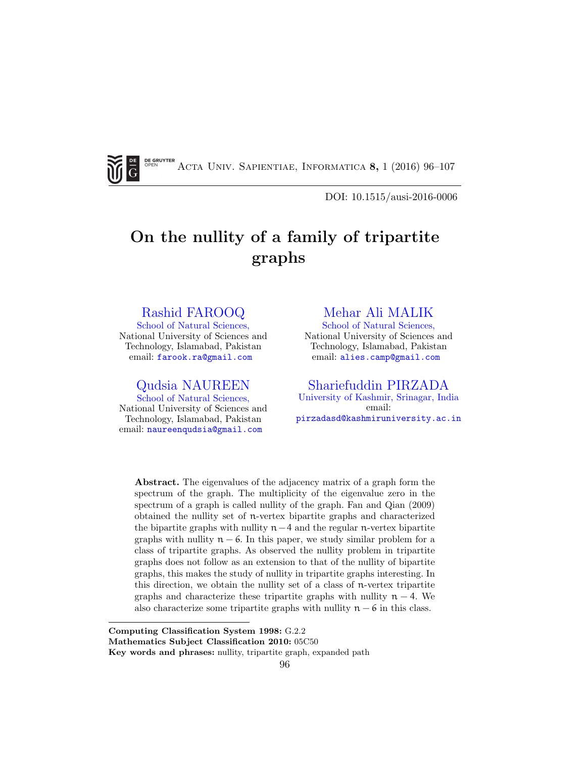DOI: 10.1515/ausi-2016-0006

# On the nullity of a family of tripartite graphs

**Rashid FAROOQ**
School of Natural Sciences,
National University of Sciences and Technology, Islamabad, Pakistan
email: farook.ra@gmail.com

**Mehar Ali MALIK**
School of Natural Sciences,
National University of Sciences and Technology, Islamabad, Pakistan
email: alies.camp@gmail.com

**Qudsia NAUREEN**
School of Natural Sciences,
National University of Sciences and Technology, Islamabad, Pakistan
email: naureenqudsia@gmail.com

**Shariefuddin PIRZADA**
University of Kashmir, Srinagar, India
email: pirzadasd@kashmiruniversity.ac.in

**Abstract.** The eigenvalues of the adjacency matrix of a graph form the spectrum of the graph. The multiplicity of the eigenvalue zero in the spectrum of a graph is called nullity of the graph. Fan and Qian (2009) obtained the nullity set of $n$-vertex bipartite graphs and characterized the bipartite graphs with nullity $n-4$ and the regular $n$-vertex bipartite graphs with nullity $n-6$. In this paper, we study similar problem for a class of tripartite graphs. As observed the nullity problem in tripartite graphs does not follow as an extension to that of the nullity of bipartite graphs, this makes the study of nullity in tripartite graphs interesting. In this direction, we obtain the nullity set of a class of $n$-vertex tripartite graphs and characterize these tripartite graphs with nullity $n-4$. We also characterize some tripartite graphs with nullity $n-6$ in this class.

---

**Computing Classification System 1998:** G.2.2
**Mathematics Subject Classification 2010:** 05C50
**Key words and phrases:** nullity, tripartite graph, expanded path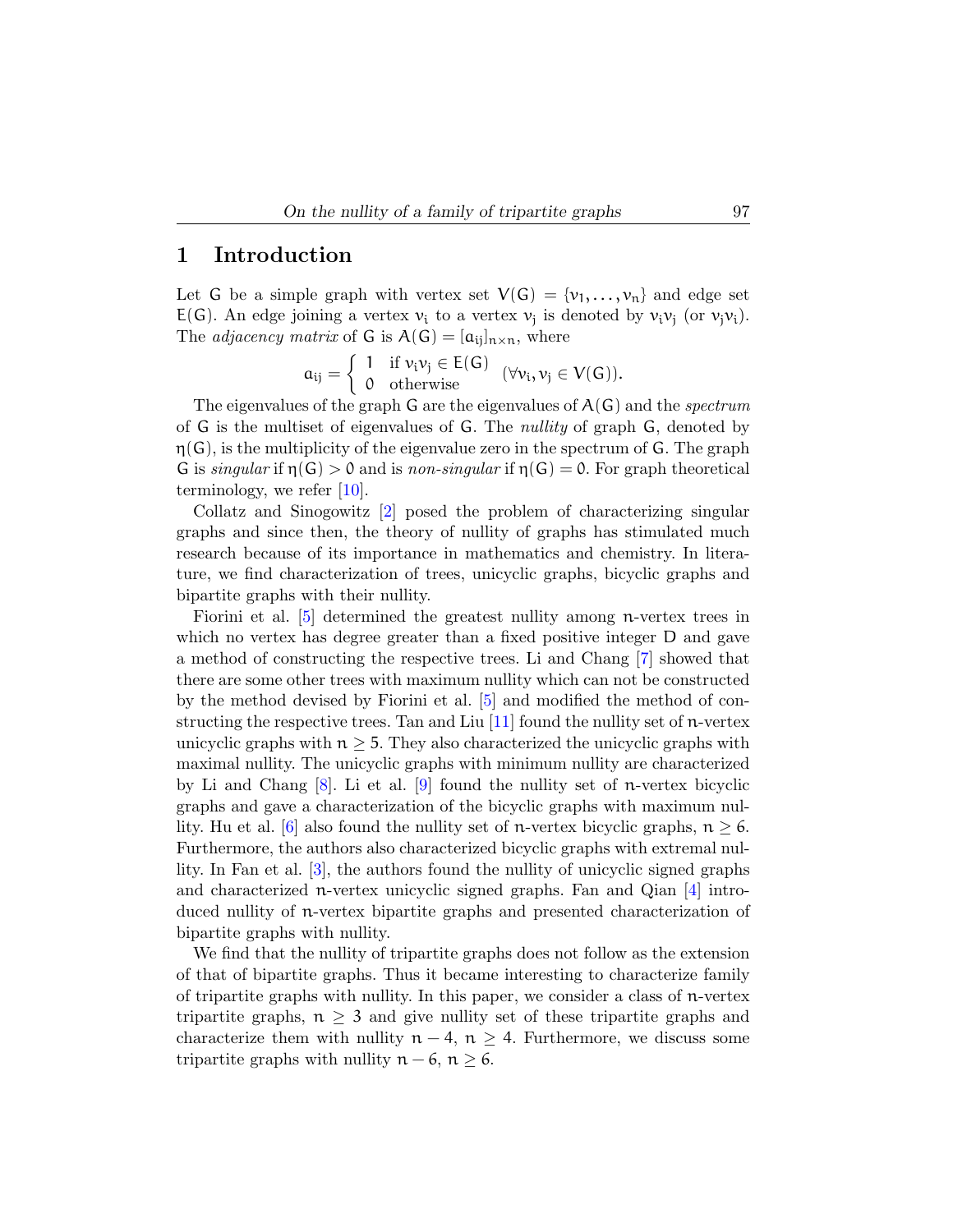## 1 Introduction

Let $G$ be a simple graph with vertex set $V(G) = \{v_1, \dots, v_n\}$ and edge set $E(G)$. An edge joining a vertex $v_i$ to a vertex $v_j$ is denoted by $v_iv_j$ (or $v_jv_i$). The *adjacency matrix* of $G$ is $A(G) = [a_{ij}]_{n\times n}$, where

$$a_{ij} = \begin{cases} 1 & \text{if } v_iv_j \in E(G) \\ 0 & \text{otherwise} \end{cases} \quad (\forall v_i, v_j \in V(G)).$$

The eigenvalues of the graph $G$ are the eigenvalues of $A(G)$ and the *spectrum* of $G$ is the multiset of eigenvalues of $G$. The *nullity* of graph $G$, denoted by $\eta(G)$, is the multiplicity of the eigenvalue zero in the spectrum of $G$. The graph $G$ is *singular* if $\eta(G) > 0$ and is *non-singular* if $\eta(G) = 0$. For graph theoretical terminology, we refer [10].

Collatz and Sinogowitz [2] posed the problem of characterizing singular graphs and since then, the theory of nullity of graphs has stimulated much research because of its importance in mathematics and chemistry. In literature, we find characterization of trees, unicyclic graphs, bicyclic graphs and bipartite graphs with their nullity.

Fiorini et al. [5] determined the greatest nullity among $n$-vertex trees in which no vertex has degree greater than a fixed positive integer $D$ and gave a method of constructing the respective trees. Li and Chang [7] showed that there are some other trees with maximum nullity which can not be constructed by the method devised by Fiorini et al. [5] and modified the method of constructing the respective trees. Tan and Liu [11] found the nullity set of $n$-vertex unicyclic graphs with $n \geq 5$. They also characterized the unicyclic graphs with maximal nullity. The unicyclic graphs with minimum nullity are characterized by Li and Chang [8]. Li et al. [9] found the nullity set of $n$-vertex bicyclic graphs and gave a characterization of the bicyclic graphs with maximum nullity. Hu et al. [6] also found the nullity set of $n$-vertex bicyclic graphs, $n \geq 6$. Furthermore, the authors also characterized bicyclic graphs with extremal nullity. In Fan et al. [3], the authors found the nullity of unicyclic signed graphs and characterized $n$-vertex unicyclic signed graphs. Fan and Qian [4] introduced nullity of $n$-vertex bipartite graphs and presented characterization of bipartite graphs with nullity.

We find that the nullity of tripartite graphs does not follow as the extension of that of bipartite graphs. Thus it became interesting to characterize family of tripartite graphs with nullity. In this paper, we consider a class of $n$-vertex tripartite graphs, $n \geq 3$ and give nullity set of these tripartite graphs and characterize them with nullity $n - 4$, $n \geq 4$. Furthermore, we discuss some tripartite graphs with nullity $n - 6$, $n \geq 6$.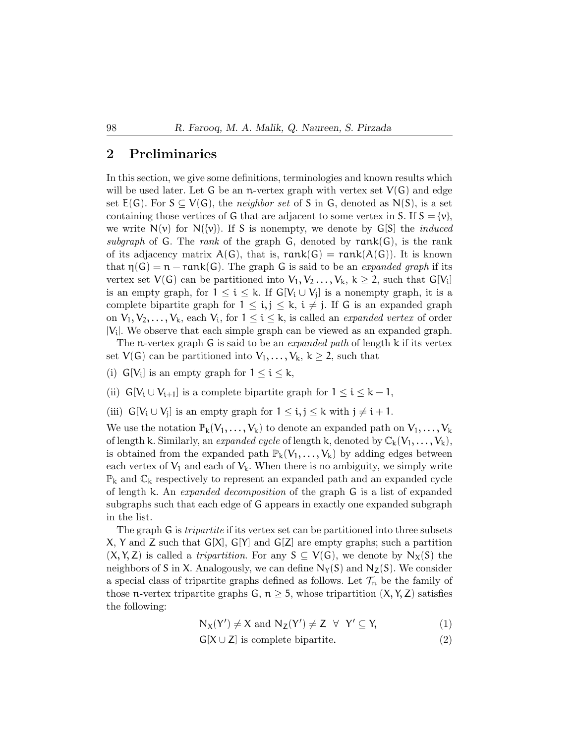## 2 Preliminaries

In this section, we give some definitions, terminologies and known results which will be used later. Let $G$ be an $n$-vertex graph with vertex set $V(G)$ and edge set $E(G)$. For $S \subseteq V(G)$, the *neighbor set* of $S$ in $G$, denoted as $N(S)$, is a set containing those vertices of $G$ that are adjacent to some vertex in $S$. If $S = \{v\}$, we write $N(v)$ for $N(\{v\})$. If $S$ is nonempty, we denote by $G[S]$ the *induced subgraph* of $G$. The *rank* of the graph $G$, denoted by $\text{rank}(G)$, is the rank of its adjacency matrix $A(G)$, that is, $\text{rank}(G) = \text{rank}(A(G))$. It is known that $\eta(G) = n - \text{rank}(G)$. The graph $G$ is said to be an *expanded graph* if its vertex set $V(G)$ can be partitioned into $V_1, V_2 \ldots, V_k$, $k \geq 2$, such that $G[V_i]$ is an empty graph, for $1 \leq i \leq k$. If $G[V_i \cup V_j]$ is a nonempty graph, it is a complete bipartite graph for $1 \leq i, j \leq k$, $i \neq j$. If $G$ is an expanded graph on $V_1, V_2, \ldots, V_k$, each $V_i$, for $1 \leq i \leq k$, is called an *expanded vertex* of order $|V_i|$. We observe that each simple graph can be viewed as an expanded graph.

The $n$-vertex graph $G$ is said to be an *expanded path* of length $k$ if its vertex set $V(G)$ can be partitioned into $V_1, \ldots, V_k$, $k \geq 2$, such that

(i) $G[V_i]$ is an empty graph for $1 \leq i \leq k$,

(ii) $G[V_i \cup V_{i+1}]$ is a complete bipartite graph for $1 \leq i \leq k - 1$,

(iii) $G[V_i \cup V_j]$ is an empty graph for $1 \leq i, j \leq k$ with $j \neq i + 1$.

We use the notation $\mathbb{P}_k(V_1, \ldots, V_k)$ to denote an expanded path on $V_1, \ldots, V_k$ of length $k$. Similarly, an *expanded cycle* of length $k$, denoted by $\mathbb{C}_k(V_1, \ldots, V_k)$, is obtained from the expanded path $\mathbb{P}_k(V_1, \ldots, V_k)$ by adding edges between each vertex of $V_1$ and each of $V_k$. When there is no ambiguity, we simply write $\mathbb{P}_k$ and $\mathbb{C}_k$ respectively to represent an expanded path and an expanded cycle of length $k$. An *expanded decomposition* of the graph $G$ is a list of expanded subgraphs such that each edge of $G$ appears in exactly one expanded subgraph in the list.

The graph $G$ is *tripartite* if its vertex set can be partitioned into three subsets $X$, $Y$ and $Z$ such that $G[X]$, $G[Y]$ and $G[Z]$ are empty graphs; such a partition $(X, Y, Z)$ is called a *tripartition*. For any $S \subseteq V(G)$, we denote by $N_X(S)$ the neighbors of $S$ in $X$. Analogously, we can define $N_Y(S)$ and $N_Z(S)$. We consider a special class of tripartite graphs defined as follows. Let $\mathcal{T}_n$ be the family of those $n$-vertex tripartite graphs $G$, $n \geq 5$, whose tripartition $(X, Y, Z)$ satisfies the following:

$$N_X(Y') \neq X \text{ and } N_Z(Y') \neq Z \quad \forall \;\; Y' \subseteq Y, \tag{1}$$

$$G[X \cup Z] \text{ is complete bipartite.} \tag{2}$$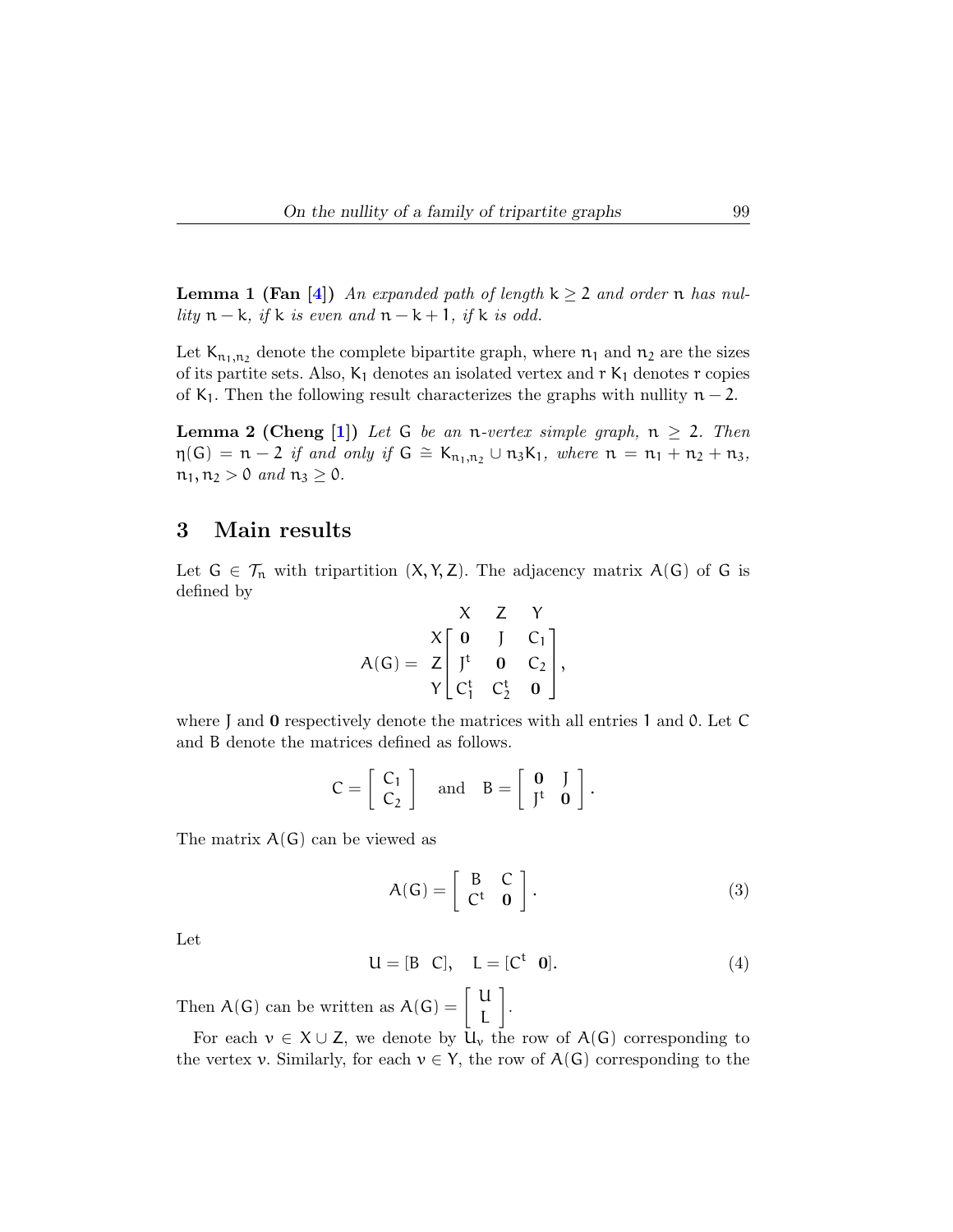**Lemma 1 (Fan [4])** *An expanded path of length $k \geq 2$ and order $n$ has nullity $n - k$, if $k$ is even and $n - k + 1$, if $k$ is odd.*

Let $K_{n_1,n_2}$ denote the complete bipartite graph, where $n_1$ and $n_2$ are the sizes of its partite sets. Also, $K_1$ denotes an isolated vertex and $r\,K_1$ denotes $r$ copies of $K_1$. Then the following result characterizes the graphs with nullity $n - 2$.

**Lemma 2 (Cheng [1])** *Let $G$ be an $n$-vertex simple graph, $n \geq 2$. Then $\eta(G) = n - 2$ if and only if $G \cong K_{n_1,n_2} \cup n_3K_1$, where $n = n_1 + n_2 + n_3$, $n_1, n_2 > 0$ and $n_3 \geq 0$.*

## 3 Main results

Let $G \in \mathcal{T}_n$ with tripartition $(X, Y, Z)$. The adjacency matrix $A(G)$ of $G$ is defined by

$$A(G) = \begin{array}{c} \\ X \\ Z \\ Y \end{array} \begin{array}{c} \begin{array}{ccc} X & Z & Y \end{array} \\ \left[ \begin{array}{ccc} \mathbf{0} & J & C_1 \\ J^t & \mathbf{0} & C_2 \\ C_1^t & C_2^t & \mathbf{0} \end{array} \right] \end{array},$$

where $J$ and $\mathbf{0}$ respectively denote the matrices with all entries $1$ and $0$. Let $C$ and $B$ denote the matrices defined as follows.

$$C = \left[ \begin{array}{c} C_1 \\ C_2 \end{array} \right] \quad \text{and} \quad B = \left[ \begin{array}{cc} \mathbf{0} & J \\ J^t & \mathbf{0} \end{array} \right].$$

The matrix $A(G)$ can be viewed as

$$A(G) = \left[ \begin{array}{cc} B & C \\ C^t & \mathbf{0} \end{array} \right]. \tag{3}$$

Let

$$U = [B \quad C], \quad L = [C^t \quad \mathbf{0}]. \tag{4}$$

Then $A(G)$ can be written as $A(G) = \left[ \begin{array}{c} U \\ L \end{array} \right]$.

For each $v \in X \cup Z$, we denote by $U_v$ the row of $A(G)$ corresponding to the vertex $v$. Similarly, for each $v \in Y$, the row of $A(G)$ corresponding to the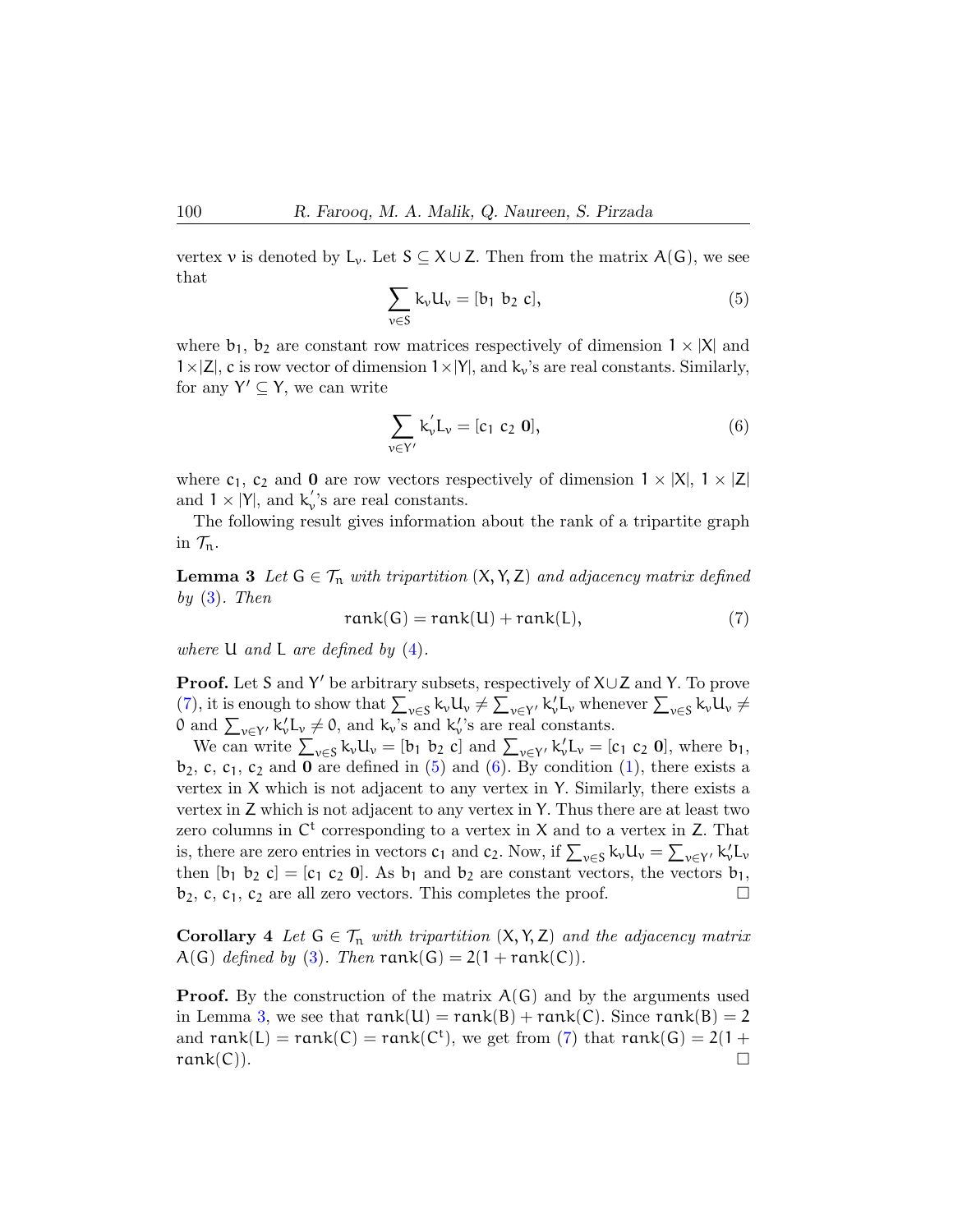vertex $v$ is denoted by $L_v$. Let $S \subseteq X \cup Z$. Then from the matrix $A(G)$, we see that

$$\sum_{v \in S} k_v U_v = [b_1 \ b_2 \ c], \tag{5}$$

where $b_1$, $b_2$ are constant row matrices respectively of dimension $1 \times |X|$ and $1 \times |Z|$, $c$ is row vector of dimension $1 \times |Y|$, and $k_v$'s are real constants. Similarly, for any $Y' \subseteq Y$, we can write

$$\sum_{v \in Y'} k_v^{'} L_v = [c_1 \ c_2 \ \mathbf{0}], \tag{6}$$

where $c_1$, $c_2$ and $\mathbf{0}$ are row vectors respectively of dimension $1 \times |X|$, $1 \times |Z|$ and $1 \times |Y|$, and $k_v^{'}$'s are real constants.

The following result gives information about the rank of a tripartite graph in $\mathcal{T}_n$.

**Lemma 3** *Let $G \in \mathcal{T}_n$ with tripartition $(X, Y, Z)$ and adjacency matrix defined by (3). Then*

$$\operatorname{rank}(G) = \operatorname{rank}(U) + \operatorname{rank}(L), \tag{7}$$

*where $U$ and $L$ are defined by (4).*

**Proof.** Let $S$ and $Y'$ be arbitrary subsets, respectively of $X \cup Z$ and $Y$. To prove (7), it is enough to show that $\sum_{v \in S} k_v U_v \neq \sum_{v \in Y'} k_v' L_v$ whenever $\sum_{v \in S} k_v U_v \neq 0$ and $\sum_{v \in Y'} k_v' L_v \neq 0$, and $k_v$'s and $k_v'$'s are real constants.

We can write $\sum_{v \in S} k_v U_v = [b_1 \ b_2 \ c]$ and $\sum_{v \in Y'} k_v' L_v = [c_1 \ c_2 \ \mathbf{0}]$, where $b_1$, $b_2$, $c$, $c_1$, $c_2$ and $\mathbf{0}$ are defined in (5) and (6). By condition (1), there exists a vertex in $X$ which is not adjacent to any vertex in $Y$. Similarly, there exists a vertex in $Z$ which is not adjacent to any vertex in $Y$. Thus there are at least two zero columns in $C^t$ corresponding to a vertex in $X$ and to a vertex in $Z$. That is, there are zero entries in vectors $c_1$ and $c_2$. Now, if $\sum_{v \in S} k_v U_v = \sum_{v \in Y'} k_v' L_v$ then $[b_1 \ b_2 \ c] = [c_1 \ c_2 \ \mathbf{0}]$. As $b_1$ and $b_2$ are constant vectors, the vectors $b_1$, $b_2$, $c$, $c_1$, $c_2$ are all zero vectors. This completes the proof. □

**Corollary 4** *Let $G \in \mathcal{T}_n$ with tripartition $(X, Y, Z)$ and the adjacency matrix $A(G)$ defined by (3). Then $\operatorname{rank}(G) = 2(1 + \operatorname{rank}(C))$.*

**Proof.** By the construction of the matrix $A(G)$ and by the arguments used in Lemma 3, we see that $\operatorname{rank}(U) = \operatorname{rank}(B) + \operatorname{rank}(C)$. Since $\operatorname{rank}(B) = 2$ and $\operatorname{rank}(L) = \operatorname{rank}(C) = \operatorname{rank}(C^t)$, we get from (7) that $\operatorname{rank}(G) = 2(1 + \operatorname{rank}(C))$. □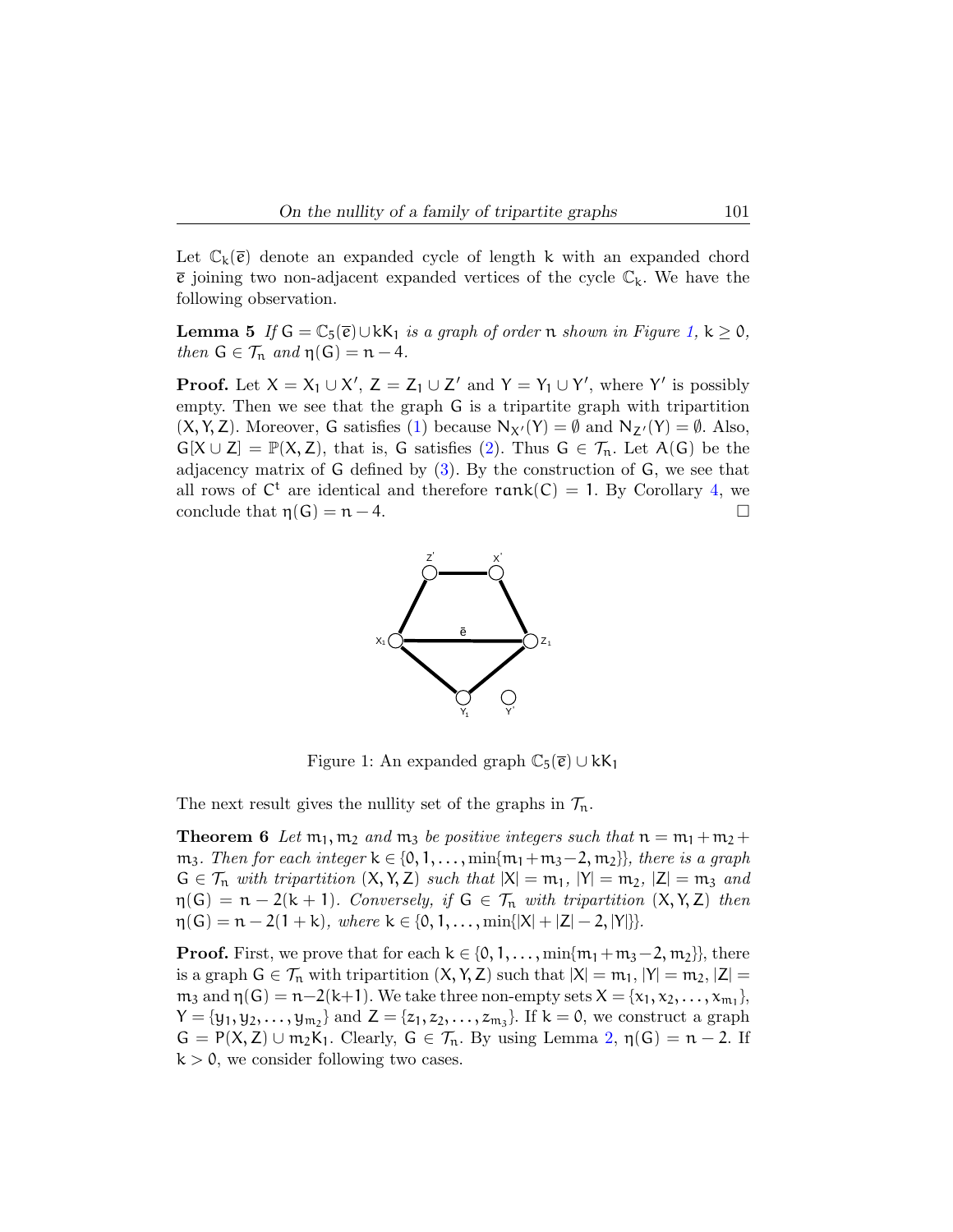Let $\mathbb{C}_k(\overline{e})$ denote an expanded cycle of length $k$ with an expanded chord $\overline{e}$ joining two non-adjacent expanded vertices of the cycle $\mathbb{C}_k$. We have the following observation.

**Lemma 5** *If $G = \mathbb{C}_5(\overline{e}) \cup kK_1$ is a graph of order $n$ shown in Figure 1, $k \geq 0$, then $G \in \mathcal{T}_n$ and $\eta(G) = n - 4$.*

**Proof.** Let $X = X_1 \cup X'$, $Z = Z_1 \cup Z'$ and $Y = Y_1 \cup Y'$, where $Y'$ is possibly empty. Then we see that the graph $G$ is a tripartite graph with tripartition $(X, Y, Z)$. Moreover, $G$ satisfies (1) because $N_{X'}(Y) = \emptyset$ and $N_{Z'}(Y) = \emptyset$. Also, $G[X \cup Z] = \mathbb{P}(X, Z)$, that is, $G$ satisfies (2). Thus $G \in \mathcal{T}_n$. Let $A(G)$ be the adjacency matrix of $G$ defined by (3). By the construction of $G$, we see that all rows of $C^t$ are identical and therefore $\operatorname{rank}(C) = 1$. By Corollary 4, we conclude that $\eta(G) = n - 4$. $\square$

Figure 1: An expanded graph $\mathbb{C}_5(\overline{e}) \cup kK_1$

The next result gives the nullity set of the graphs in $\mathcal{T}_n$.

**Theorem 6** *Let $m_1, m_2$ and $m_3$ be positive integers such that $n = m_1 + m_2 + m_3$. Then for each integer $k \in \{0, 1, \ldots, \min\{m_1 + m_3 - 2, m_2\}\}$, there is a graph $G \in \mathcal{T}_n$ with tripartition $(X, Y, Z)$ such that $|X| = m_1$, $|Y| = m_2$, $|Z| = m_3$ and $\eta(G) = n - 2(k+1)$. Conversely, if $G \in \mathcal{T}_n$ with tripartition $(X, Y, Z)$ then $\eta(G) = n - 2(1+k)$, where $k \in \{0, 1, \ldots, \min\{|X| + |Z| - 2, |Y|\}\}$.*

**Proof.** First, we prove that for each $k \in \{0, 1, \ldots, \min\{m_1 + m_3 - 2, m_2\}\}$, there is a graph $G \in \mathcal{T}_n$ with tripartition $(X, Y, Z)$ such that $|X| = m_1$, $|Y| = m_2$, $|Z| = m_3$ and $\eta(G) = n - 2(k+1)$. We take three non-empty sets $X = \{x_1, x_2, \ldots, x_{m_1}\}$, $Y = \{y_1, y_2, \ldots, y_{m_2}\}$ and $Z = \{z_1, z_2, \ldots, z_{m_3}\}$. If $k = 0$, we construct a graph $G = P(X, Z) \cup m_2K_1$. Clearly, $G \in \mathcal{T}_n$. By using Lemma 2, $\eta(G) = n - 2$. If $k > 0$, we consider following two cases.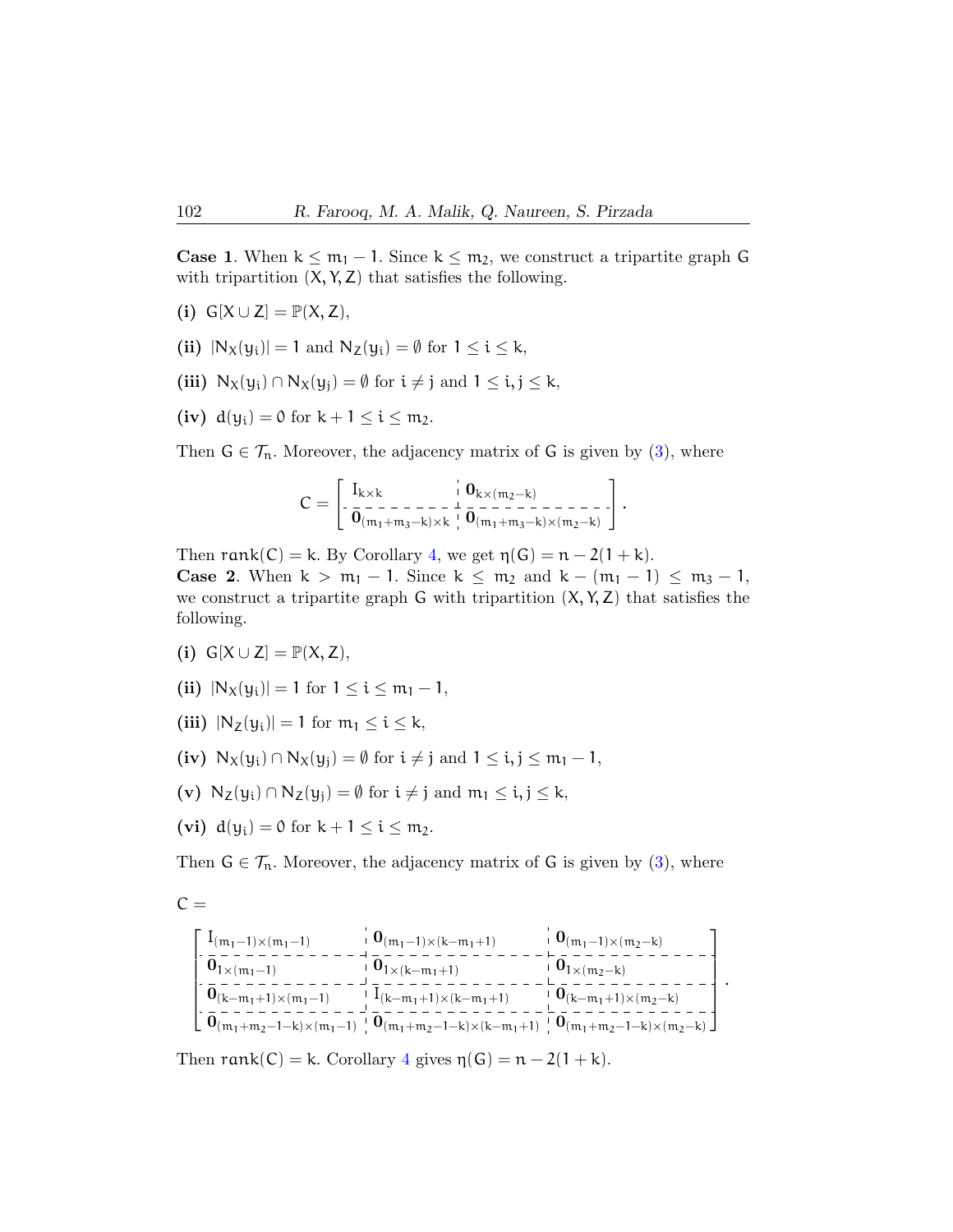**Case 1**. When $k \le m_1 - 1$. Since $k \le m_2$, we construct a tripartite graph $G$ with tripartition $(X, Y, Z)$ that satisfies the following.

**(i)** $G[X \cup Z] = \mathbb{P}(X, Z)$,

**(ii)** $|N_X(y_i)| = 1$ and $N_Z(y_i) = \emptyset$ for $1 \le i \le k$,

**(iii)** $N_X(y_i) \cap N_X(y_j) = \emptyset$ for $i \ne j$ and $1 \le i, j \le k$,

**(iv)** $d(y_i) = 0$ for $k + 1 \le i \le m_2$.

Then $G \in \mathcal{T}_n$. Moreover, the adjacency matrix of $G$ is given by (3), where

$$C = \left[\begin{array}{c:c} I_{k\times k} & \mathbf{0}_{k\times(m_2-k)} \\ \hdashline \mathbf{0}_{(m_1+m_3-k)\times k} & \mathbf{0}_{(m_1+m_3-k)\times(m_2-k)} \end{array}\right].$$

Then $\mathrm{rank}(C) = k$. By Corollary 4, we get $\eta(G) = n - 2(1 + k)$.

**Case 2**. When $k > m_1 - 1$. Since $k \le m_2$ and $k - (m_1 - 1) \le m_3 - 1$, we construct a tripartite graph $G$ with tripartition $(X, Y, Z)$ that satisfies the following.

**(i)** $G[X \cup Z] = \mathbb{P}(X, Z)$,

**(ii)** $|N_X(y_i)| = 1$ for $1 \le i \le m_1 - 1$,

**(iii)** $|N_Z(y_i)| = 1$ for $m_1 \le i \le k$,

**(iv)** $N_X(y_i) \cap N_X(y_j) = \emptyset$ for $i \ne j$ and $1 \le i, j \le m_1 - 1$,

**(v)** $N_Z(y_i) \cap N_Z(y_j) = \emptyset$ for $i \ne j$ and $m_1 \le i, j \le k$,

**(vi)** $d(y_i) = 0$ for $k + 1 \le i \le m_2$.

Then $G \in \mathcal{T}_n$. Moreover, the adjacency matrix of $G$ is given by (3), where

$$C = \left[\begin{array}{c:c:c} I_{(m_1-1)\times(m_1-1)} & \mathbf{0}_{(m_1-1)\times(k-m_1+1)} & \mathbf{0}_{(m_1-1)\times(m_2-k)} \\ \hdashline \mathbf{0}_{1\times(m_1-1)} & \mathbf{0}_{1\times(k-m_1+1)} & \mathbf{0}_{1\times(m_2-k)} \\ \hdashline \mathbf{0}_{(k-m_1+1)\times(m_1-1)} & I_{(k-m_1+1)\times(k-m_1+1)} & \mathbf{0}_{(k-m_1+1)\times(m_2-k)} \\ \hdashline \mathbf{0}_{(m_1+m_2-1-k)\times(m_1-1)} & \mathbf{0}_{(m_1+m_2-1-k)\times(k-m_1+1)} & \mathbf{0}_{(m_1+m_2-1-k)\times(m_2-k)} \end{array}\right].$$

Then $\mathrm{rank}(C) = k$. Corollary 4 gives $\eta(G) = n - 2(1 + k)$.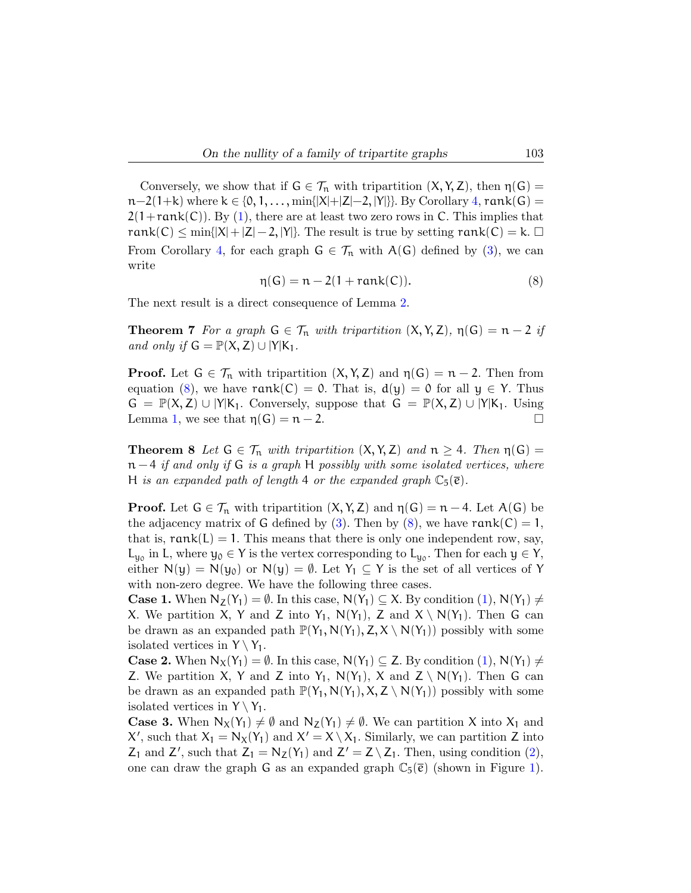Conversely, we show that if $G \in \mathcal{T}_n$ with tripartition $(X, Y, Z)$, then $\eta(G) = n-2(1+k)$ where $k \in \{0, 1, \dots, \min\{|X|+|Z|-2, |Y|\}\}$. By Corollary 4, $\mathrm{rank}(G) = 2(1+\mathrm{rank}(C))$. By (1), there are at least two zero rows in $C$. This implies that $\mathrm{rank}(C) \leq \min\{|X| + |Z| - 2, |Y|\}$. The result is true by setting $\mathrm{rank}(C) = k$. □

From Corollary 4, for each graph $G \in \mathcal{T}_n$ with $A(G)$ defined by (3), we can write

$$\eta(G) = n - 2(1 + \mathrm{rank}(C)). \tag{8}$$

The next result is a direct consequence of Lemma 2.

**Theorem 7** *For a graph $G \in \mathcal{T}_n$ with tripartition $(X, Y, Z)$, $\eta(G) = n - 2$ if and only if $G = \mathbb{P}(X, Z) \cup |Y|K_1$.*

**Proof.** Let $G \in \mathcal{T}_n$ with tripartition $(X, Y, Z)$ and $\eta(G) = n - 2$. Then from equation (8), we have $\mathrm{rank}(C) = 0$. That is, $d(y) = 0$ for all $y \in Y$. Thus $G = \mathbb{P}(X, Z) \cup |Y|K_1$. Conversely, suppose that $G = \mathbb{P}(X, Z) \cup |Y|K_1$. Using Lemma 1, we see that $\eta(G) = n - 2$. □

**Theorem 8** *Let $G \in \mathcal{T}_n$ with tripartition $(X, Y, Z)$ and $n \geq 4$. Then $\eta(G) = n - 4$ if and only if $G$ is a graph $H$ possibly with some isolated vertices, where $H$ is an expanded path of length 4 or the expanded graph $\mathbb{C}_5(\overline{e})$.*

**Proof.** Let $G \in \mathcal{T}_n$ with tripartition $(X, Y, Z)$ and $\eta(G) = n - 4$. Let $A(G)$ be the adjacency matrix of $G$ defined by (3). Then by (8), we have $\mathrm{rank}(C) = 1$, that is, $\mathrm{rank}(L) = 1$. This means that there is only one independent row, say, $L_{y_0}$ in $L$, where $y_0 \in Y$ is the vertex corresponding to $L_{y_0}$. Then for each $y \in Y$, either $N(y) = N(y_0)$ or $N(y) = \emptyset$. Let $Y_1 \subseteq Y$ is the set of all vertices of $Y$ with non-zero degree. We have the following three cases.

**Case 1.** When $N_Z(Y_1) = \emptyset$. In this case, $N(Y_1) \subseteq X$. By condition (1), $N(Y_1) \neq X$. We partition $X$, $Y$ and $Z$ into $Y_1$, $N(Y_1)$, $Z$ and $X \setminus N(Y_1)$. Then $G$ can be drawn as an expanded path $\mathbb{P}(Y_1, N(Y_1), Z, X \setminus N(Y_1))$ possibly with some isolated vertices in $Y \setminus Y_1$.

**Case 2.** When $N_X(Y_1) = \emptyset$. In this case, $N(Y_1) \subseteq Z$. By condition (1), $N(Y_1) \neq Z$. We partition $X$, $Y$ and $Z$ into $Y_1$, $N(Y_1)$, $X$ and $Z \setminus N(Y_1)$. Then $G$ can be drawn as an expanded path $\mathbb{P}(Y_1, N(Y_1), X, Z \setminus N(Y_1))$ possibly with some isolated vertices in $Y \setminus Y_1$.

**Case 3.** When $N_X(Y_1) \neq \emptyset$ and $N_Z(Y_1) \neq \emptyset$. We can partition $X$ into $X_1$ and $X'$, such that $X_1 = N_X(Y_1)$ and $X' = X \setminus X_1$. Similarly, we can partition $Z$ into $Z_1$ and $Z'$, such that $Z_1 = N_Z(Y_1)$ and $Z' = Z \setminus Z_1$. Then, using condition (2), one can draw the graph $G$ as an expanded graph $\mathbb{C}_5(\overline{e})$ (shown in Figure 1).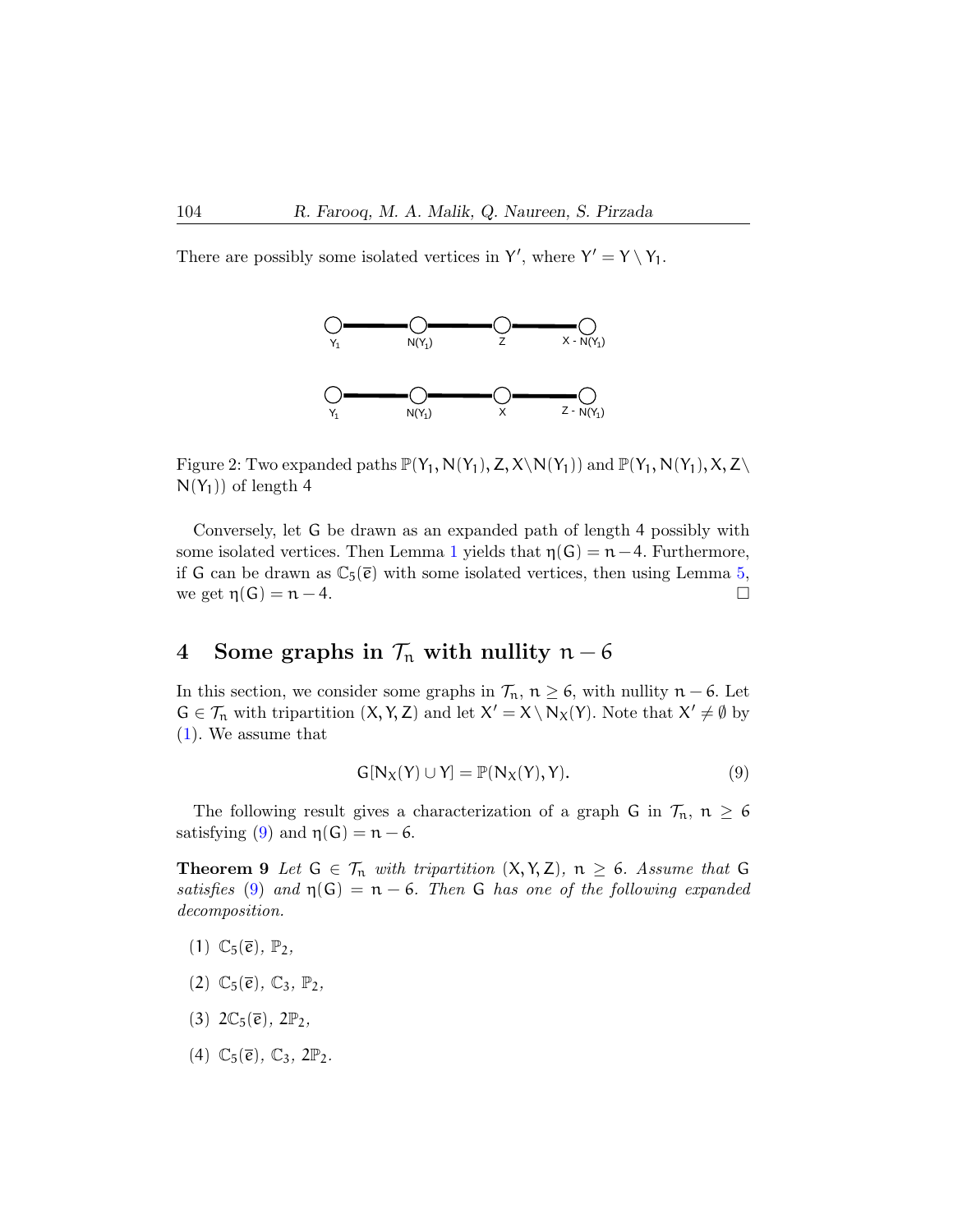There are possibly some isolated vertices in $Y'$, where $Y' = Y \setminus Y_1$.

Figure 2: Two expanded paths $\mathbb{P}(Y_1, N(Y_1), Z, X \setminus N(Y_1))$ and $\mathbb{P}(Y_1, N(Y_1), X, Z \setminus N(Y_1))$ of length 4

Conversely, let $G$ be drawn as an expanded path of length 4 possibly with some isolated vertices. Then Lemma 1 yields that $\eta(G) = n - 4$. Furthermore, if $G$ can be drawn as $\mathbb{C}_5(\overline{e})$ with some isolated vertices, then using Lemma 5, we get $\eta(G) = n - 4$. $\square$

## 4 Some graphs in $\mathcal{T}_n$ with nullity $n - 6$

In this section, we consider some graphs in $\mathcal{T}_n$, $n \geq 6$, with nullity $n - 6$. Let $G \in \mathcal{T}_n$ with tripartition $(X, Y, Z)$ and let $X' = X \setminus N_X(Y)$. Note that $X' \neq \emptyset$ by (1). We assume that

$$G[N_X(Y) \cup Y] = \mathbb{P}(N_X(Y), Y). \tag{9}$$

The following result gives a characterization of a graph $G$ in $\mathcal{T}_n$, $n \geq 6$ satisfying (9) and $\eta(G) = n - 6$.

**Theorem 9** *Let $G \in \mathcal{T}_n$ with tripartition $(X, Y, Z)$, $n \geq 6$. Assume that $G$ satisfies (9) and $\eta(G) = n - 6$. Then $G$ has one of the following expanded decomposition.*

(1) $\mathbb{C}_5(\overline{e})$, $\mathbb{P}_2$,

(2) $\mathbb{C}_5(\overline{e})$, $\mathbb{C}_3$, $\mathbb{P}_2$,

(3) $2\mathbb{C}_5(\overline{e})$, $2\mathbb{P}_2$,

(4) $\mathbb{C}_5(\overline{e})$, $\mathbb{C}_3$, $2\mathbb{P}_2$.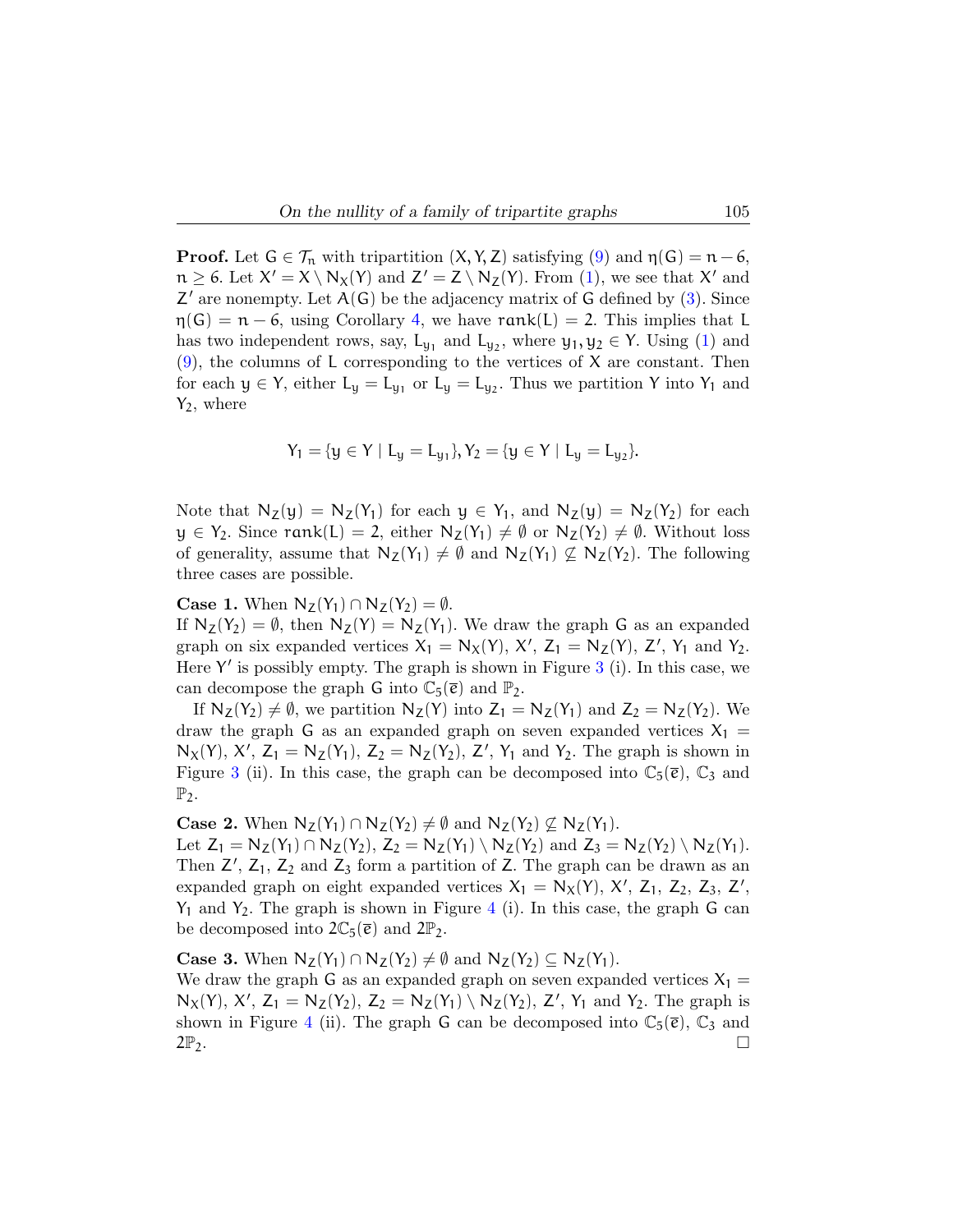**Proof.** Let $G \in \mathcal{T}_n$ with tripartition $(X, Y, Z)$ satisfying (9) and $\eta(G) = n - 6$, $n \geq 6$. Let $X' = X \setminus N_X(Y)$ and $Z' = Z \setminus N_Z(Y)$. From (1), we see that $X'$ and $Z'$ are nonempty. Let $A(G)$ be the adjacency matrix of $G$ defined by (3). Since $\eta(G) = n - 6$, using Corollary 4, we have $\mathrm{rank}(L) = 2$. This implies that $L$ has two independent rows, say, $L_{y_1}$ and $L_{y_2}$, where $y_1, y_2 \in Y$. Using (1) and (9), the columns of $L$ corresponding to the vertices of $X$ are constant. Then for each $y \in Y$, either $L_y = L_{y_1}$ or $L_y = L_{y_2}$. Thus we partition $Y$ into $Y_1$ and $Y_2$, where

$$Y_1 = \{y \in Y \mid L_y = L_{y_1}\}, Y_2 = \{y \in Y \mid L_y = L_{y_2}\}.$$

Note that $N_Z(y) = N_Z(Y_1)$ for each $y \in Y_1$, and $N_Z(y) = N_Z(Y_2)$ for each $y \in Y_2$. Since $\mathrm{rank}(L) = 2$, either $N_Z(Y_1) \neq \emptyset$ or $N_Z(Y_2) \neq \emptyset$. Without loss of generality, assume that $N_Z(Y_1) \neq \emptyset$ and $N_Z(Y_1) \not\subseteq N_Z(Y_2)$. The following three cases are possible.

**Case 1.** When $N_Z(Y_1) \cap N_Z(Y_2) = \emptyset$.
If $N_Z(Y_2) = \emptyset$, then $N_Z(Y) = N_Z(Y_1)$. We draw the graph $G$ as an expanded graph on six expanded vertices $X_1 = N_X(Y)$, $X'$, $Z_1 = N_Z(Y)$, $Z'$, $Y_1$ and $Y_2$. Here $Y'$ is possibly empty. The graph is shown in Figure 3 (i). In this case, we can decompose the graph $G$ into $\mathbb{C}_5(\overline{e})$ and $\mathbb{P}_2$.

If $N_Z(Y_2) \neq \emptyset$, we partition $N_Z(Y)$ into $Z_1 = N_Z(Y_1)$ and $Z_2 = N_Z(Y_2)$. We draw the graph $G$ as an expanded graph on seven expanded vertices $X_1 = N_X(Y)$, $X'$, $Z_1 = N_Z(Y_1)$, $Z_2 = N_Z(Y_2)$, $Z'$, $Y_1$ and $Y_2$. The graph is shown in Figure 3 (ii). In this case, the graph can be decomposed into $\mathbb{C}_5(\overline{e})$, $\mathbb{C}_3$ and $\mathbb{P}_2$.

**Case 2.** When $N_Z(Y_1) \cap N_Z(Y_2) \neq \emptyset$ and $N_Z(Y_2) \not\subseteq N_Z(Y_1)$.
Let $Z_1 = N_Z(Y_1) \cap N_Z(Y_2)$, $Z_2 = N_Z(Y_1) \setminus N_Z(Y_2)$ and $Z_3 = N_Z(Y_2) \setminus N_Z(Y_1)$. Then $Z'$, $Z_1$, $Z_2$ and $Z_3$ form a partition of $Z$. The graph can be drawn as an expanded graph on eight expanded vertices $X_1 = N_X(Y)$, $X'$, $Z_1$, $Z_2$, $Z_3$, $Z'$, $Y_1$ and $Y_2$. The graph is shown in Figure 4 (i). In this case, the graph $G$ can be decomposed into $2\mathbb{C}_5(\overline{e})$ and $2\mathbb{P}_2$.

**Case 3.** When $N_Z(Y_1) \cap N_Z(Y_2) \neq \emptyset$ and $N_Z(Y_2) \subseteq N_Z(Y_1)$.
We draw the graph $G$ as an expanded graph on seven expanded vertices $X_1 = N_X(Y)$, $X'$, $Z_1 = N_Z(Y_2)$, $Z_2 = N_Z(Y_1) \setminus N_Z(Y_2)$, $Z'$, $Y_1$ and $Y_2$. The graph is shown in Figure 4 (ii). The graph $G$ can be decomposed into $\mathbb{C}_5(\overline{e})$, $\mathbb{C}_3$ and $2\mathbb{P}_2$. □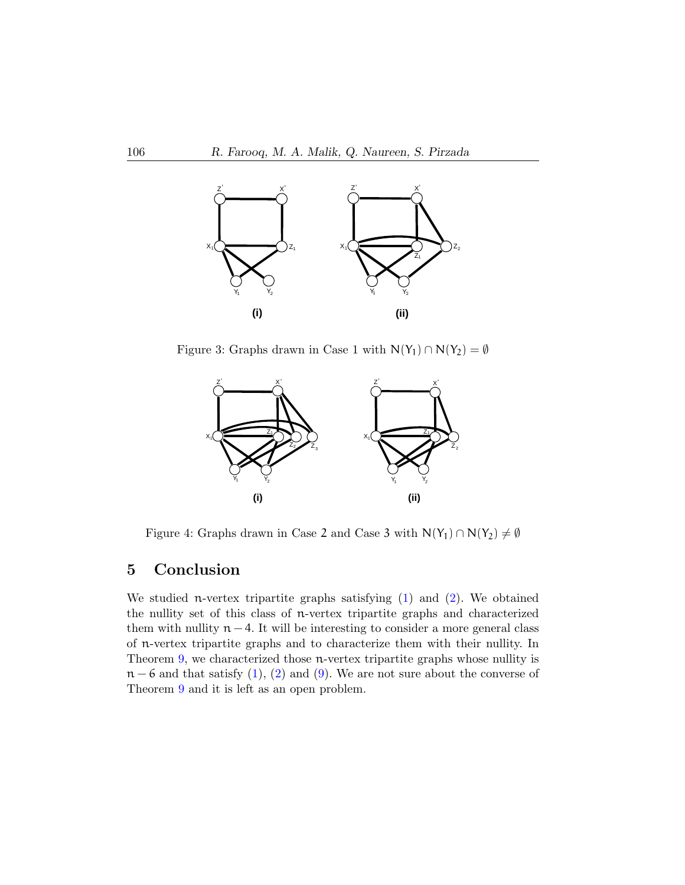Figure 3: Graphs drawn in Case 1 with $N(Y_1) \cap N(Y_2) = \emptyset$

Figure 4: Graphs drawn in Case 2 and Case 3 with $N(Y_1) \cap N(Y_2) \neq \emptyset$

## 5 Conclusion

We studied $n$-vertex tripartite graphs satisfying (1) and (2). We obtained the nullity set of this class of $n$-vertex tripartite graphs and characterized them with nullity $n-4$. It will be interesting to consider a more general class of $n$-vertex tripartite graphs and to characterize them with their nullity. In Theorem 9, we characterized those $n$-vertex tripartite graphs whose nullity is $n-6$ and that satisfy (1), (2) and (9). We are not sure about the converse of Theorem 9 and it is left as an open problem.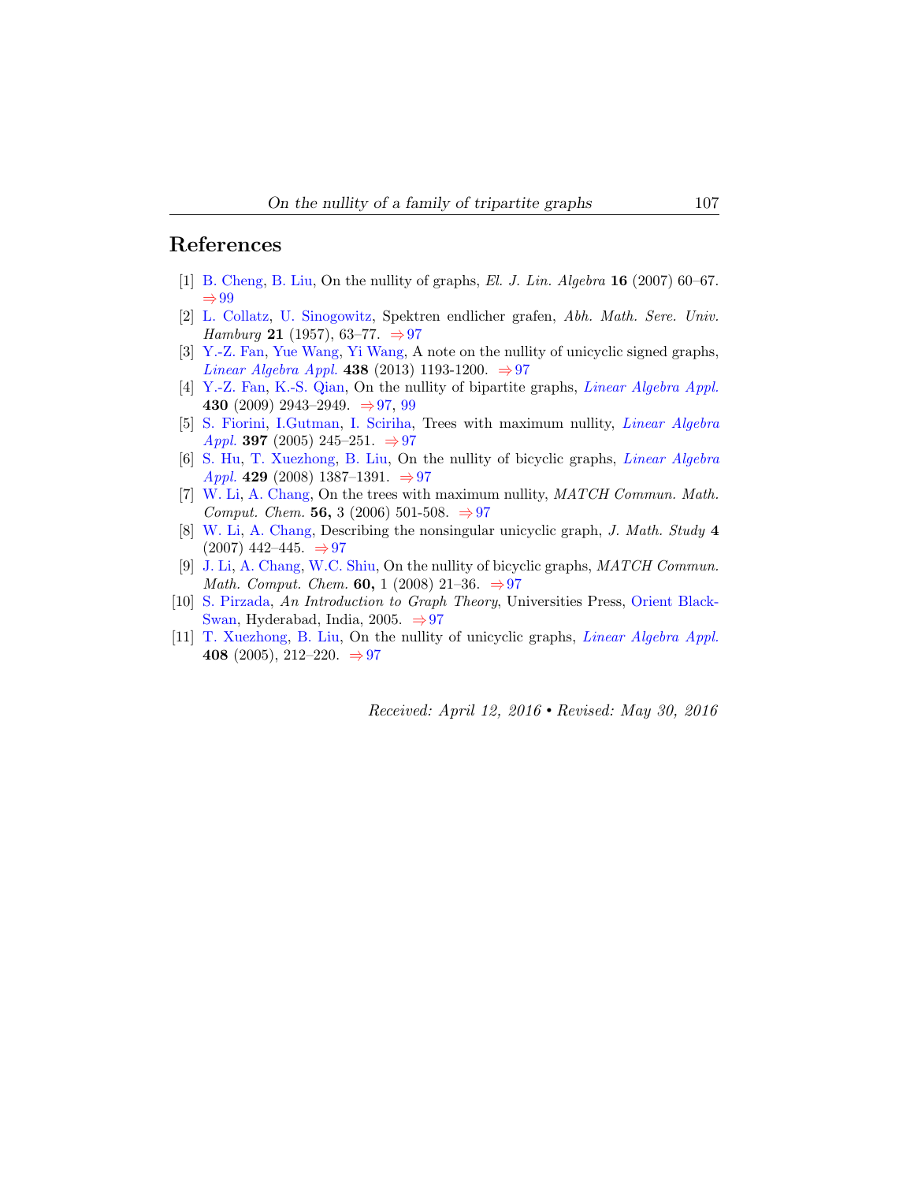## References

[1] B. Cheng, B. Liu, On the nullity of graphs, *El. J. Lin. Algebra* **16** (2007) 60–67. ⇒99

[2] L. Collatz, U. Sinogowitz, Spektren endlicher grafen, *Abh. Math. Sere. Univ. Hamburg* **21** (1957), 63–77. ⇒97

[3] Y.-Z. Fan, Yue Wang, Yi Wang, A note on the nullity of unicyclic signed graphs, *Linear Algebra Appl.* **438** (2013) 1193-1200. ⇒97

[4] Y.-Z. Fan, K.-S. Qian, On the nullity of bipartite graphs, *Linear Algebra Appl.* **430** (2009) 2943–2949. ⇒97, 99

[5] S. Fiorini, I.Gutman, I. Sciriha, Trees with maximum nullity, *Linear Algebra Appl.* **397** (2005) 245–251. ⇒97

[6] S. Hu, T. Xuezhong, B. Liu, On the nullity of bicyclic graphs, *Linear Algebra Appl.* **429** (2008) 1387–1391. ⇒97

[7] W. Li, A. Chang, On the trees with maximum nullity, *MATCH Commun. Math. Comput. Chem.* **56,** 3 (2006) 501-508. ⇒97

[8] W. Li, A. Chang, Describing the nonsingular unicyclic graph, *J. Math. Study* **4** (2007) 442–445. ⇒97

[9] J. Li, A. Chang, W.C. Shiu, On the nullity of bicyclic graphs, *MATCH Commun. Math. Comput. Chem.* **60,** 1 (2008) 21–36. ⇒97

[10] S. Pirzada, *An Introduction to Graph Theory*, Universities Press, Orient BlackSwan, Hyderabad, India, 2005. ⇒97

[11] T. Xuezhong, B. Liu, On the nullity of unicyclic graphs, *Linear Algebra Appl.* **408** (2005), 212–220. ⇒97

*Received: April 12, 2016 • Revised: May 30, 2016*